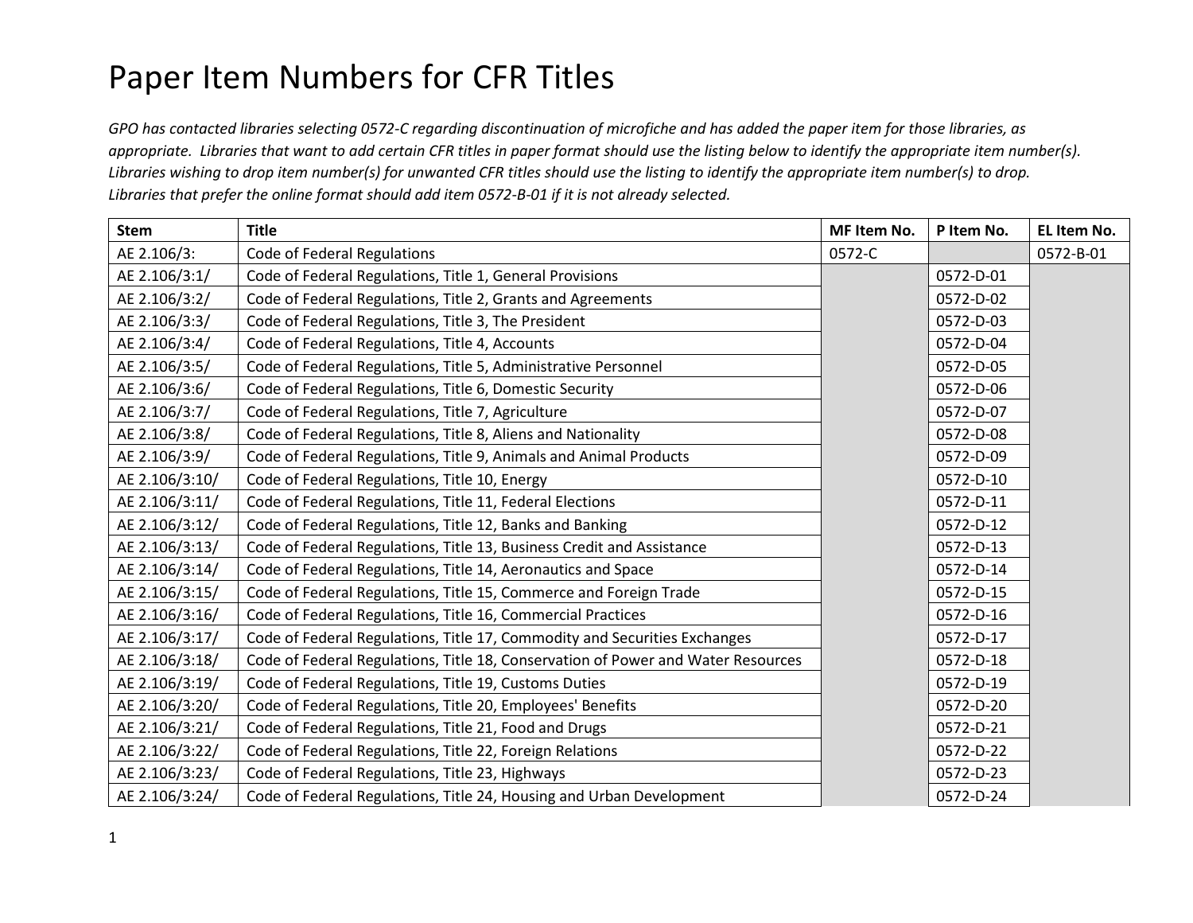# Paper Item Numbers for CFR Titles

*GPO has contacted libraries selecting 0572-C regarding discontinuation of microfiche and has added the paper item for those libraries, as appropriate. Libraries that want to add certain CFR titles in paper format should use the listing below to identify the appropriate item number(s). Libraries wishing to drop item number(s) for unwanted CFR titles should use the listing to identify the appropriate item number(s) to drop. Libraries that prefer the online format should add item 0572-B-01 if it is not already selected.*

| Stem | Title | MF Item No. | P Item No. | EL Item No. |
|---|---|---|---|---|
| AE 2.106/3: | Code of Federal Regulations | 0572-C | | 0572-B-01 |
| AE 2.106/3:1/ | Code of Federal Regulations, Title 1, General Provisions | | 0572-D-01 | |
| AE 2.106/3:2/ | Code of Federal Regulations, Title 2, Grants and Agreements | | 0572-D-02 | |
| AE 2.106/3:3/ | Code of Federal Regulations, Title 3, The President | | 0572-D-03 | |
| AE 2.106/3:4/ | Code of Federal Regulations, Title 4, Accounts | | 0572-D-04 | |
| AE 2.106/3:5/ | Code of Federal Regulations, Title 5, Administrative Personnel | | 0572-D-05 | |
| AE 2.106/3:6/ | Code of Federal Regulations, Title 6, Domestic Security | | 0572-D-06 | |
| AE 2.106/3:7/ | Code of Federal Regulations, Title 7, Agriculture | | 0572-D-07 | |
| AE 2.106/3:8/ | Code of Federal Regulations, Title 8, Aliens and Nationality | | 0572-D-08 | |
| AE 2.106/3:9/ | Code of Federal Regulations, Title 9, Animals and Animal Products | | 0572-D-09 | |
| AE 2.106/3:10/ | Code of Federal Regulations, Title 10, Energy | | 0572-D-10 | |
| AE 2.106/3:11/ | Code of Federal Regulations, Title 11, Federal Elections | | 0572-D-11 | |
| AE 2.106/3:12/ | Code of Federal Regulations, Title 12, Banks and Banking | | 0572-D-12 | |
| AE 2.106/3:13/ | Code of Federal Regulations, Title 13, Business Credit and Assistance | | 0572-D-13 | |
| AE 2.106/3:14/ | Code of Federal Regulations, Title 14, Aeronautics and Space | | 0572-D-14 | |
| AE 2.106/3:15/ | Code of Federal Regulations, Title 15, Commerce and Foreign Trade | | 0572-D-15 | |
| AE 2.106/3:16/ | Code of Federal Regulations, Title 16, Commercial Practices | | 0572-D-16 | |
| AE 2.106/3:17/ | Code of Federal Regulations, Title 17, Commodity and Securities Exchanges | | 0572-D-17 | |
| AE 2.106/3:18/ | Code of Federal Regulations, Title 18, Conservation of Power and Water Resources | | 0572-D-18 | |
| AE 2.106/3:19/ | Code of Federal Regulations, Title 19, Customs Duties | | 0572-D-19 | |
| AE 2.106/3:20/ | Code of Federal Regulations, Title 20, Employees' Benefits | | 0572-D-20 | |
| AE 2.106/3:21/ | Code of Federal Regulations, Title 21, Food and Drugs | | 0572-D-21 | |
| AE 2.106/3:22/ | Code of Federal Regulations, Title 22, Foreign Relations | | 0572-D-22 | |
| AE 2.106/3:23/ | Code of Federal Regulations, Title 23, Highways | | 0572-D-23 | |
| AE 2.106/3:24/ | Code of Federal Regulations, Title 24, Housing and Urban Development | | 0572-D-24 | |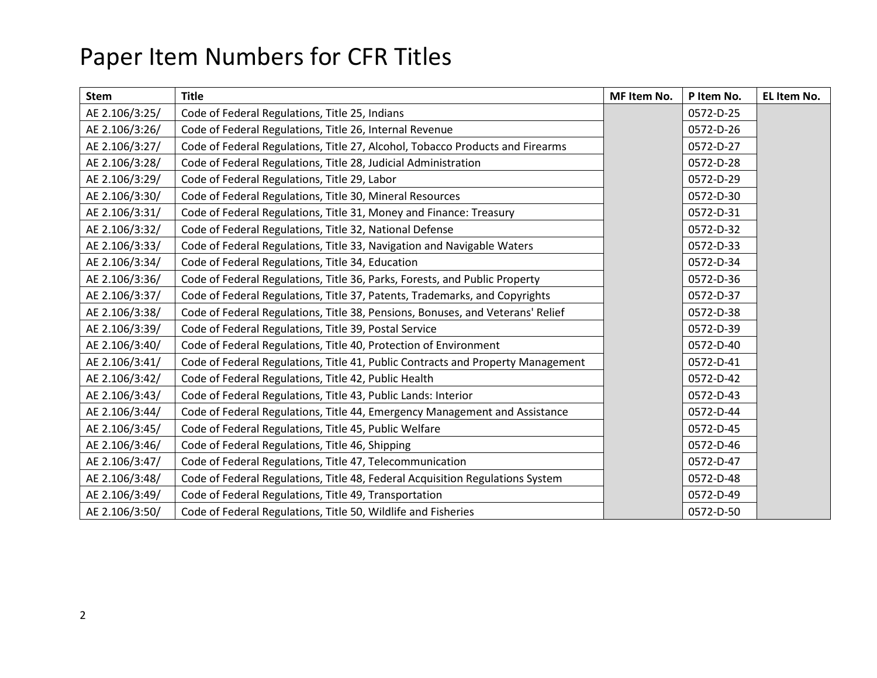# Paper Item Numbers for CFR Titles

| Stem | Title | MF Item No. | P Item No. | EL Item No. |
| --- | --- | --- | --- | --- |
| AE 2.106/3:25/ | Code of Federal Regulations, Title 25, Indians | | 0572-D-25 | |
| AE 2.106/3:26/ | Code of Federal Regulations, Title 26, Internal Revenue | | 0572-D-26 | |
| AE 2.106/3:27/ | Code of Federal Regulations, Title 27, Alcohol, Tobacco Products and Firearms | | 0572-D-27 | |
| AE 2.106/3:28/ | Code of Federal Regulations, Title 28, Judicial Administration | | 0572-D-28 | |
| AE 2.106/3:29/ | Code of Federal Regulations, Title 29, Labor | | 0572-D-29 | |
| AE 2.106/3:30/ | Code of Federal Regulations, Title 30, Mineral Resources | | 0572-D-30 | |
| AE 2.106/3:31/ | Code of Federal Regulations, Title 31, Money and Finance: Treasury | | 0572-D-31 | |
| AE 2.106/3:32/ | Code of Federal Regulations, Title 32, National Defense | | 0572-D-32 | |
| AE 2.106/3:33/ | Code of Federal Regulations, Title 33, Navigation and Navigable Waters | | 0572-D-33 | |
| AE 2.106/3:34/ | Code of Federal Regulations, Title 34, Education | | 0572-D-34 | |
| AE 2.106/3:36/ | Code of Federal Regulations, Title 36, Parks, Forests, and Public Property | | 0572-D-36 | |
| AE 2.106/3:37/ | Code of Federal Regulations, Title 37, Patents, Trademarks, and Copyrights | | 0572-D-37 | |
| AE 2.106/3:38/ | Code of Federal Regulations, Title 38, Pensions, Bonuses, and Veterans' Relief | | 0572-D-38 | |
| AE 2.106/3:39/ | Code of Federal Regulations, Title 39, Postal Service | | 0572-D-39 | |
| AE 2.106/3:40/ | Code of Federal Regulations, Title 40, Protection of Environment | | 0572-D-40 | |
| AE 2.106/3:41/ | Code of Federal Regulations, Title 41, Public Contracts and Property Management | | 0572-D-41 | |
| AE 2.106/3:42/ | Code of Federal Regulations, Title 42, Public Health | | 0572-D-42 | |
| AE 2.106/3:43/ | Code of Federal Regulations, Title 43, Public Lands: Interior | | 0572-D-43 | |
| AE 2.106/3:44/ | Code of Federal Regulations, Title 44, Emergency Management and Assistance | | 0572-D-44 | |
| AE 2.106/3:45/ | Code of Federal Regulations, Title 45, Public Welfare | | 0572-D-45 | |
| AE 2.106/3:46/ | Code of Federal Regulations, Title 46, Shipping | | 0572-D-46 | |
| AE 2.106/3:47/ | Code of Federal Regulations, Title 47, Telecommunication | | 0572-D-47 | |
| AE 2.106/3:48/ | Code of Federal Regulations, Title 48, Federal Acquisition Regulations System | | 0572-D-48 | |
| AE 2.106/3:49/ | Code of Federal Regulations, Title 49, Transportation | | 0572-D-49 | |
| AE 2.106/3:50/ | Code of Federal Regulations, Title 50, Wildlife and Fisheries | | 0572-D-50 | |